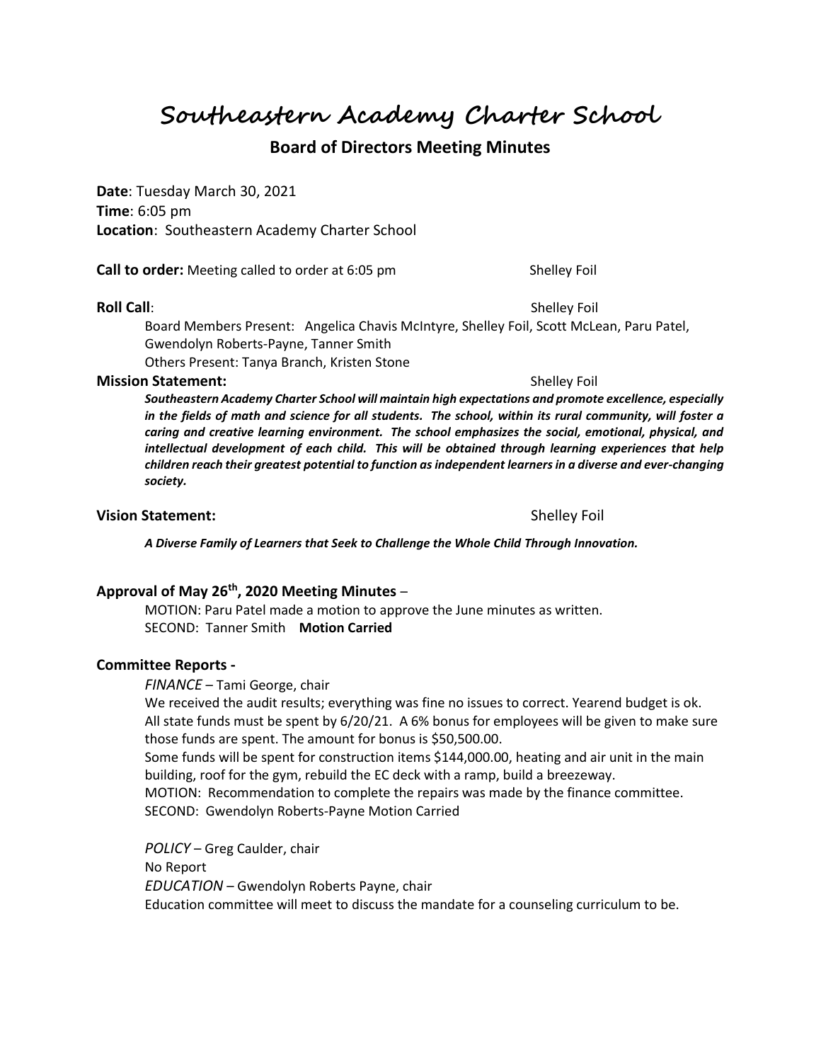# Southeastern Academy Charter School

## Board of Directors Meeting Minutes

**Date**: Tuesday March 30, 2021
**Time**: 6:05 pm
**Location**: Southeastern Academy Charter School

**Call to order:** Meeting called to order at 6:05 pm — Shelley Foil

**Roll Call**: — Shelley Foil

Board Members Present: Angelica Chavis McIntyre, Shelley Foil, Scott McLean, Paru Patel, Gwendolyn Roberts-Payne, Tanner Smith
Others Present: Tanya Branch, Kristen Stone

**Mission Statement:** — Shelley Foil

***Southeastern Academy Charter School will maintain high expectations and promote excellence, especially in the fields of math and science for all students. The school, within its rural community, will foster a caring and creative learning environment. The school emphasizes the social, emotional, physical, and intellectual development of each child. This will be obtained through learning experiences that help children reach their greatest potential to function as independent learners in a diverse and ever-changing society.***

**Vision Statement:** — Shelley Foil

***A Diverse Family of Learners that Seek to Challenge the Whole Child Through Innovation.***

### Approval of May 26th, 2020 Meeting Minutes –

MOTION: Paru Patel made a motion to approve the June minutes as written.
SECOND: Tanner Smith **Motion Carried**

### Committee Reports -

*FINANCE* – Tami George, chair

We received the audit results; everything was fine no issues to correct. Yearend budget is ok. All state funds must be spent by 6/20/21. A 6% bonus for employees will be given to make sure those funds are spent. The amount for bonus is $50,500.00.
Some funds will be spent for construction items $144,000.00, heating and air unit in the main building, roof for the gym, rebuild the EC deck with a ramp, build a breezeway.
MOTION: Recommendation to complete the repairs was made by the finance committee.
SECOND: Gwendolyn Roberts-Payne Motion Carried

*POLICY* – Greg Caulder, chair
No Report

*EDUCATION* – Gwendolyn Roberts Payne, chair
Education committee will meet to discuss the mandate for a counseling curriculum to be.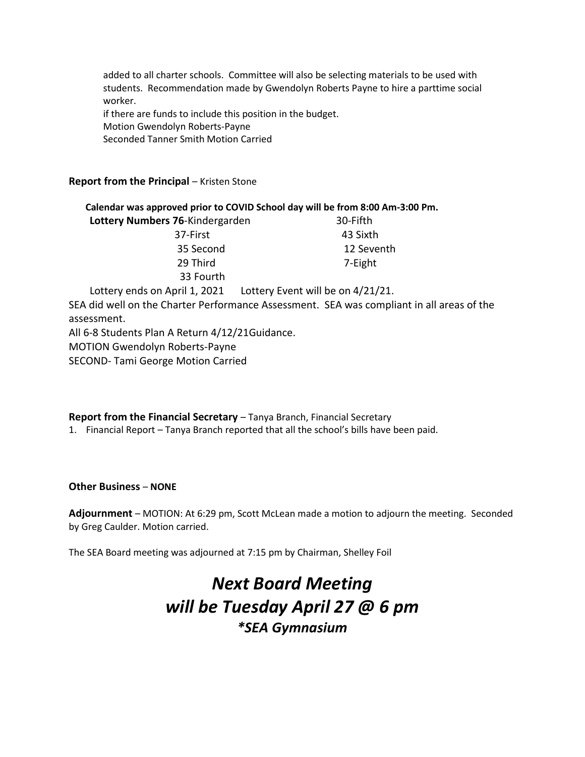added to all charter schools. Committee will also be selecting materials to be used with students. Recommendation made by Gwendolyn Roberts Payne to hire a parttime social worker.
if there are funds to include this position in the budget.
Motion Gwendolyn Roberts-Payne
Seconded Tanner Smith Motion Carried

**Report from the Principal** – Kristen Stone

**Calendar was approved prior to COVID School day will be from 8:00 Am-3:00 Pm.**

**Lottery Numbers 76**-Kindergarden
37-First
35 Second
29 Third
33 Fourth
30-Fifth
43 Sixth
12 Seventh
7-Eight

Lottery ends on April 1, 2021 Lottery Event will be on 4/21/21.

SEA did well on the Charter Performance Assessment. SEA was compliant in all areas of the assessment.

All 6-8 Students Plan A Return 4/12/21Guidance.

MOTION Gwendolyn Roberts-Payne

SECOND- Tami George Motion Carried

**Report from the Financial Secretary** – Tanya Branch, Financial Secretary

1. Financial Report – Tanya Branch reported that all the school's bills have been paid.

**Other Business** – **NONE**

**Adjournment** – MOTION: At 6:29 pm, Scott McLean made a motion to adjourn the meeting. Seconded by Greg Caulder. Motion carried.

The SEA Board meeting was adjourned at 7:15 pm by Chairman, Shelley Foil

# *Next Board Meeting will be Tuesday April 27 @ 6 pm*

### *\*SEA Gymnasium*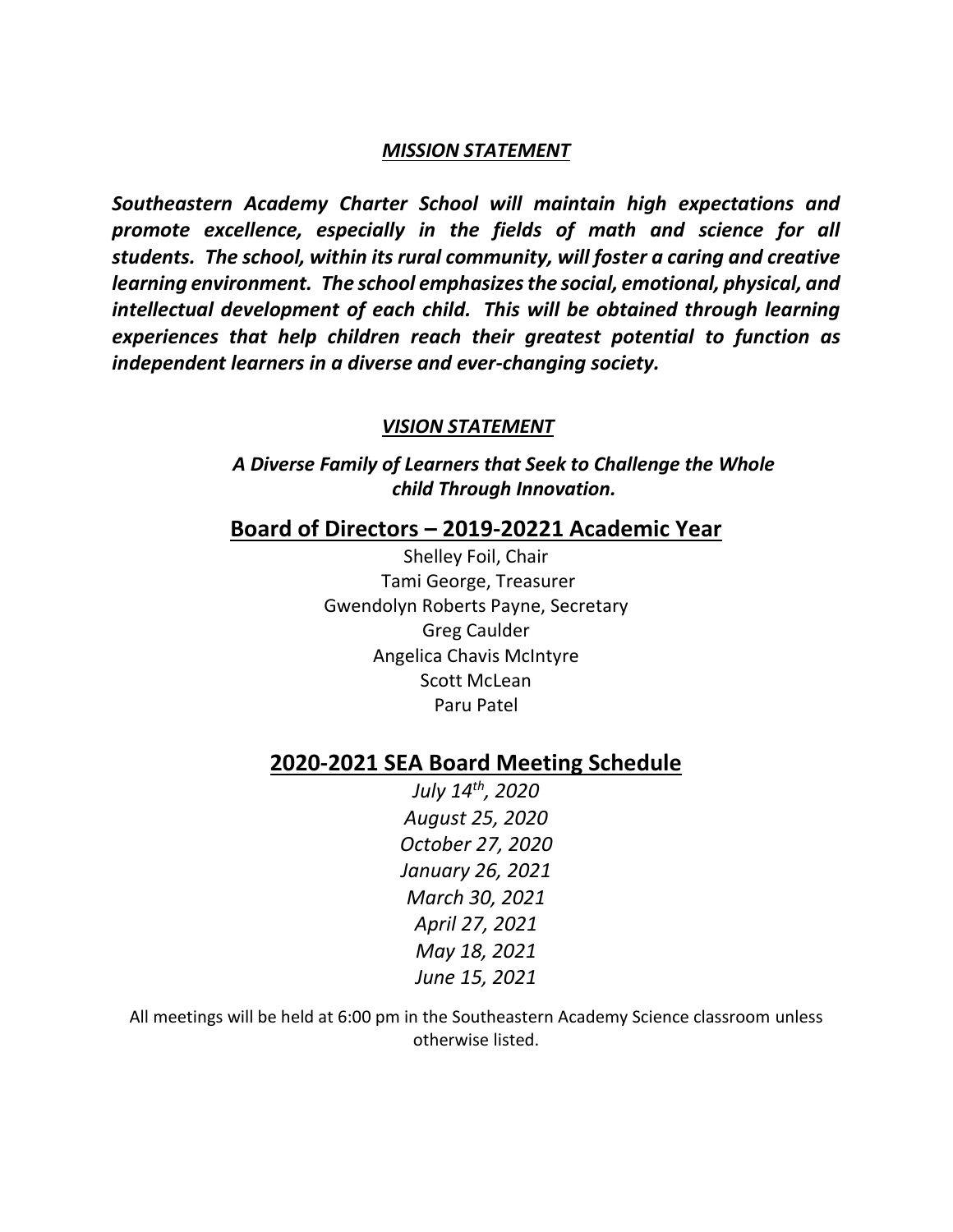## ***MISSION STATEMENT***

***Southeastern Academy Charter School will maintain high expectations and promote excellence, especially in the fields of math and science for all students. The school, within its rural community, will foster a caring and creative learning environment. The school emphasizes the social, emotional, physical, and intellectual development of each child. This will be obtained through learning experiences that help children reach their greatest potential to function as independent learners in a diverse and ever-changing society.***

## ***VISION STATEMENT***

***A Diverse Family of Learners that Seek to Challenge the Whole child Through Innovation.***

## Board of Directors – 2019-20221 Academic Year

Shelley Foil, Chair
Tami George, Treasurer
Gwendolyn Roberts Payne, Secretary
Greg Caulder
Angelica Chavis McIntyre
Scott McLean
Paru Patel

## 2020-2021 SEA Board Meeting Schedule

*July 14th, 2020*
*August 25, 2020*
*October 27, 2020*
*January 26, 2021*
*March 30, 2021*
*April 27, 2021*
*May 18, 2021*
*June 15, 2021*

All meetings will be held at 6:00 pm in the Southeastern Academy Science classroom unless otherwise listed.